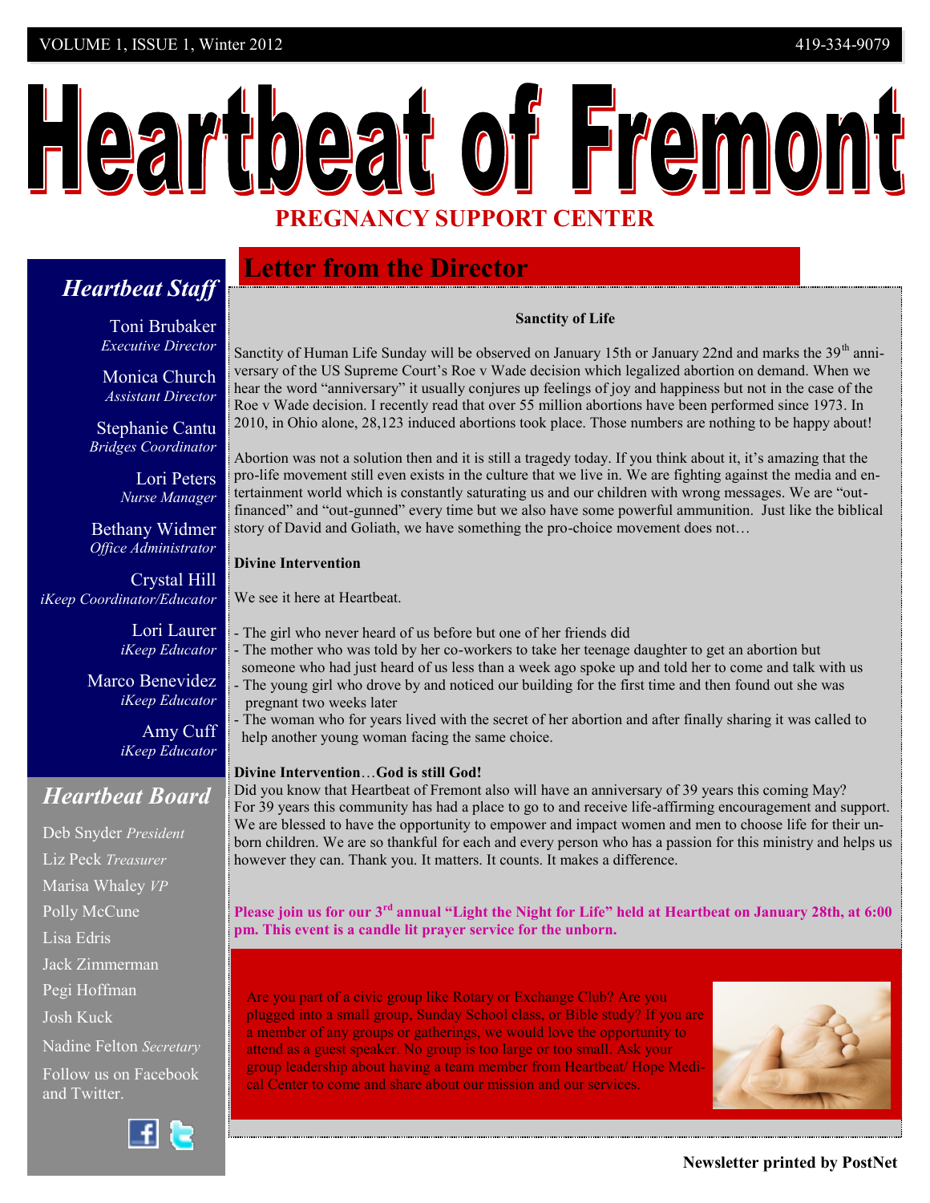# Heartbeat of Fremont

## PREGNANCY SUPPORT CENTER

VOLUME 1, ISSUE 1, Winter 2012

419-334-9079

## Heartbeat Staff

Toni Brubaker
*Executive Director*

Monica Church
*Assistant Director*

Stephanie Cantu
*Bridges Coordinator*

Lori Peters
*Nurse Manager*

Bethany Widmer
*Office Administrator*

Crystal Hill
*iKeep Coordinator/Educator*

Lori Laurer
*iKeep Educator*

Marco Benevidez
*iKeep Educator*

Amy Cuff
*iKeep Educator*

## Heartbeat Board

Deb Snyder *President*

Liz Peck *Treasurer*

Marisa Whaley *VP*

Polly McCune

Lisa Edris

Jack Zimmerman

Pegi Hoffman

Josh Kuck

Nadine Felton *Secretary*

Follow us on Facebook and Twitter.

## Letter from the Director

**Sanctity of Life**

Sanctity of Human Life Sunday will be observed on January 15th or January 22nd and marks the 39th anniversary of the US Supreme Court's Roe v Wade decision which legalized abortion on demand. When we hear the word "anniversary" it usually conjures up feelings of joy and happiness but not in the case of the Roe v Wade decision. I recently read that over 55 million abortions have been performed since 1973. In 2010, in Ohio alone, 28,123 induced abortions took place. Those numbers are nothing to be happy about!

Abortion was not a solution then and it is still a tragedy today. If you think about it, it's amazing that the pro-life movement still even exists in the culture that we live in. We are fighting against the media and entertainment world which is constantly saturating us and our children with wrong messages. We are "out-financed" and "out-gunned" every time but we also have some powerful ammunition. Just like the biblical story of David and Goliath, we have something the pro-choice movement does not…

**Divine Intervention**

We see it here at Heartbeat.

- The girl who never heard of us before but one of her friends did
- The mother who was told by her co-workers to take her teenage daughter to get an abortion but someone who had just heard of us less than a week ago spoke up and told her to come and talk with us
- The young girl who drove by and noticed our building for the first time and then found out she was pregnant two weeks later
- The woman who for years lived with the secret of her abortion and after finally sharing it was called to help another young woman facing the same choice.

**Divine Intervention**…**God is still God!**

Did you know that Heartbeat of Fremont also will have an anniversary of 39 years this coming May? For 39 years this community has had a place to go to and receive life-affirming encouragement and support. We are blessed to have the opportunity to empower and impact women and men to choose life for their unborn children. We are so thankful for each and every person who has a passion for this ministry and helps us however they can. Thank you. It matters. It counts. It makes a difference.

**Please join us for our 3rd annual "Light the Night for Life" held at Heartbeat on January 28th, at 6:00 pm. This event is a candle lit prayer service for the unborn.**

Are you part of a civic group like Rotary or Exchange Club? Are you plugged into a small group, Sunday School class, or Bible study? If you are a member of any groups or gatherings, we would love the opportunity to attend as a guest speaker. No group is too large or too small. Ask your group leadership about having a team member from Heartbeat/ Hope Medical Center to come and share about our mission and our services.

**Newsletter printed by PostNet**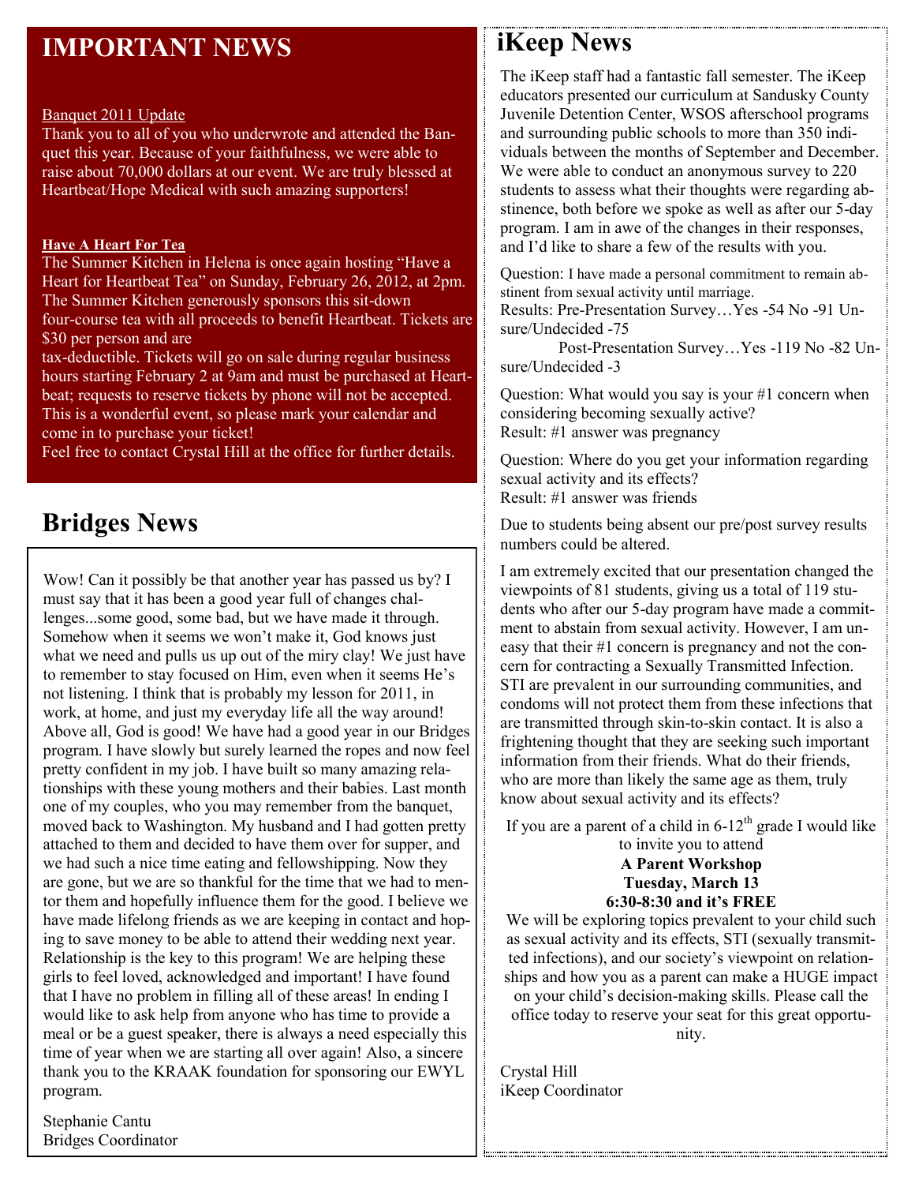## IMPORTANT NEWS

Banquet 2011 Update

Thank you to all of you who underwrote and attended the Banquet this year. Because of your faithfulness, we were able to raise about 70,000 dollars at our event. We are truly blessed at Heartbeat/Hope Medical with such amazing supporters!

**Have A Heart For Tea**

The Summer Kitchen in Helena is once again hosting "Have a Heart for Heartbeat Tea" on Sunday, February 26, 2012, at 2pm. The Summer Kitchen generously sponsors this sit-down four-course tea with all proceeds to benefit Heartbeat. Tickets are $30 per person and are tax-deductible. Tickets will go on sale during regular business hours starting February 2 at 9am and must be purchased at Heartbeat; requests to reserve tickets by phone will not be accepted. This is a wonderful event, so please mark your calendar and come in to purchase your ticket!

Feel free to contact Crystal Hill at the office for further details.

## Bridges News

Wow! Can it possibly be that another year has passed us by? I must say that it has been a good year full of changes challenges...some good, some bad, but we have made it through. Somehow when it seems we won't make it, God knows just what we need and pulls us up out of the miry clay! We just have to remember to stay focused on Him, even when it seems He's not listening. I think that is probably my lesson for 2011, in work, at home, and just my everyday life all the way around! Above all, God is good! We have had a good year in our Bridges program. I have slowly but surely learned the ropes and now feel pretty confident in my job. I have built so many amazing relationships with these young mothers and their babies. Last month one of my couples, who you may remember from the banquet, moved back to Washington. My husband and I had gotten pretty attached to them and decided to have them over for supper, and we had such a nice time eating and fellowshipping. Now they are gone, but we are so thankful for the time that we had to mentor them and hopefully influence them for the good. I believe we have made lifelong friends as we are keeping in contact and hoping to save money to be able to attend their wedding next year. Relationship is the key to this program! We are helping these girls to feel loved, acknowledged and important! I have found that I have no problem in filling all of these areas! In ending I would like to ask help from anyone who has time to provide a meal or be a guest speaker, there is always a need especially this time of year when we are starting all over again! Also, a sincere thank you to the KRAAK foundation for sponsoring our EWYL program.

Stephanie Cantu
Bridges Coordinator

## iKeep News

The iKeep staff had a fantastic fall semester. The iKeep educators presented our curriculum at Sandusky County Juvenile Detention Center, WSOS afterschool programs and surrounding public schools to more than 350 individuals between the months of September and December. We were able to conduct an anonymous survey to 220 students to assess what their thoughts were regarding abstinence, both before we spoke as well as after our 5-day program. I am in awe of the changes in their responses, and I'd like to share a few of the results with you.

Question: I have made a personal commitment to remain abstinent from sexual activity until marriage.
Results: Pre-Presentation Survey…Yes -54 No -91 Unsure/Undecided -75
Post-Presentation Survey…Yes -119 No -82 Unsure/Undecided -3

Question: What would you say is your #1 concern when considering becoming sexually active?
Result: #1 answer was pregnancy

Question: Where do you get your information regarding sexual activity and its effects?
Result: #1 answer was friends

Due to students being absent our pre/post survey results numbers could be altered.

I am extremely excited that our presentation changed the viewpoints of 81 students, giving us a total of 119 students who after our 5-day program have made a commitment to abstain from sexual activity. However, I am uneasy that their #1 concern is pregnancy and not the concern for contracting a Sexually Transmitted Infection. STI are prevalent in our surrounding communities, and condoms will not protect them from these infections that are transmitted through skin-to-skin contact. It is also a frightening thought that they are seeking such important information from their friends. What do their friends, who are more than likely the same age as them, truly know about sexual activity and its effects?

If you are a parent of a child in 6-12th grade I would like to invite you to attend

**A Parent Workshop**
**Tuesday, March 13**
**6:30-8:30 and it's FREE**

We will be exploring topics prevalent to your child such as sexual activity and its effects, STI (sexually transmitted infections), and our society's viewpoint on relationships and how you as a parent can make a HUGE impact on your child's decision-making skills. Please call the office today to reserve your seat for this great opportunity.

Crystal Hill
iKeep Coordinator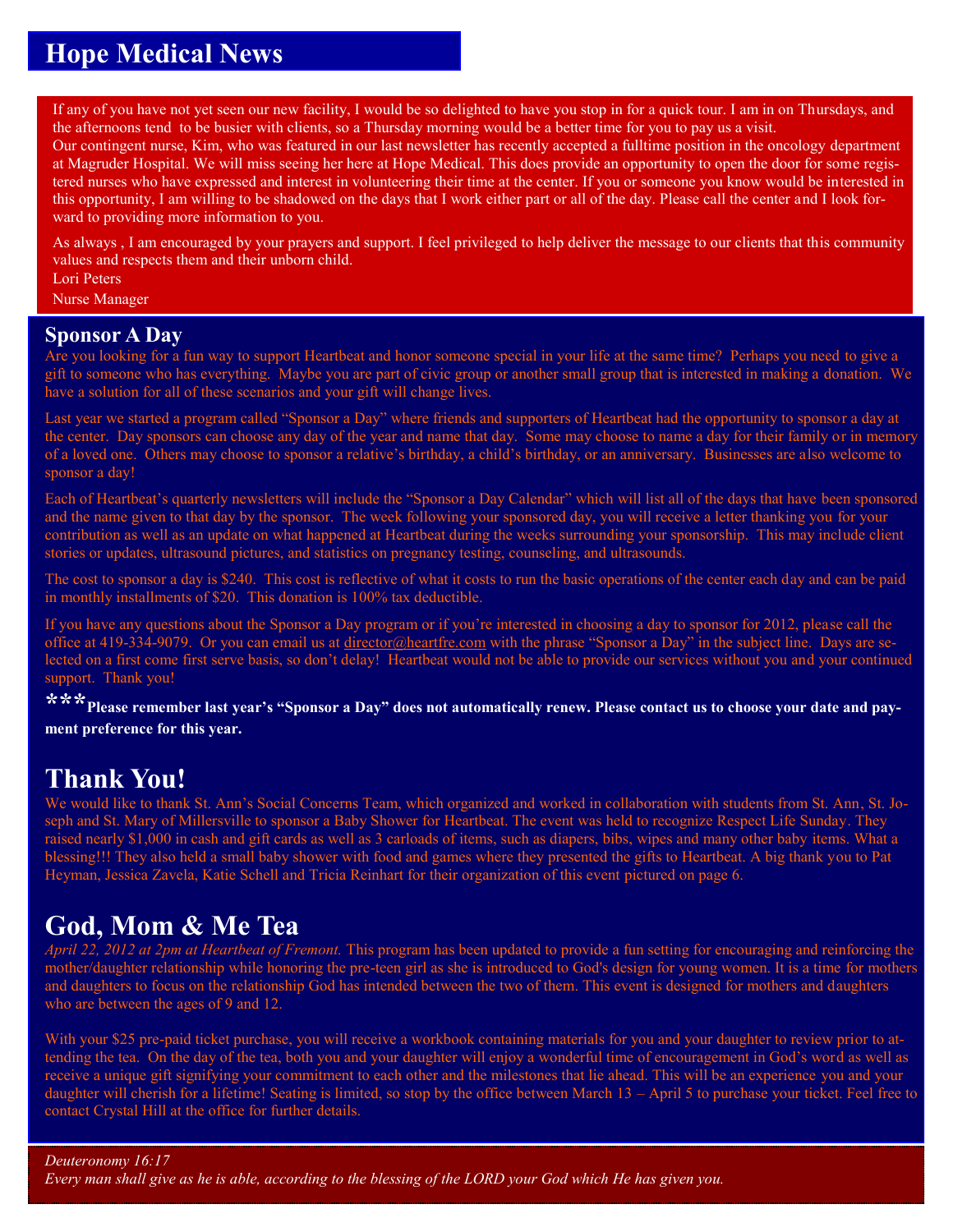# Hope Medical News

If any of you have not yet seen our new facility, I would be so delighted to have you stop in for a quick tour. I am in on Thursdays, and the afternoons tend to be busier with clients, so a Thursday morning would be a better time for you to pay us a visit.
Our contingent nurse, Kim, who was featured in our last newsletter has recently accepted a fulltime position in the oncology department at Magruder Hospital. We will miss seeing her here at Hope Medical. This does provide an opportunity to open the door for some registered nurses who have expressed and interest in volunteering their time at the center. If you or someone you know would be interested in this opportunity, I am willing to be shadowed on the days that I work either part or all of the day. Please call the center and I look forward to providing more information to you.

As always , I am encouraged by your prayers and support. I feel privileged to help deliver the message to our clients that this community values and respects them and their unborn child.
Lori Peters
Nurse Manager

## Sponsor A Day

Are you looking for a fun way to support Heartbeat and honor someone special in your life at the same time? Perhaps you need to give a gift to someone who has everything. Maybe you are part of civic group or another small group that is interested in making a donation. We have a solution for all of these scenarios and your gift will change lives.

Last year we started a program called "Sponsor a Day" where friends and supporters of Heartbeat had the opportunity to sponsor a day at the center. Day sponsors can choose any day of the year and name that day. Some may choose to name a day for their family or in memory of a loved one. Others may choose to sponsor a relative's birthday, a child's birthday, or an anniversary. Businesses are also welcome to sponsor a day!

Each of Heartbeat's quarterly newsletters will include the "Sponsor a Day Calendar" which will list all of the days that have been sponsored and the name given to that day by the sponsor. The week following your sponsored day, you will receive a letter thanking you for your contribution as well as an update on what happened at Heartbeat during the weeks surrounding your sponsorship. This may include client stories or updates, ultrasound pictures, and statistics on pregnancy testing, counseling, and ultrasounds.

The cost to sponsor a day is $240. This cost is reflective of what it costs to run the basic operations of the center each day and can be paid in monthly installments of $20. This donation is 100% tax deductible.

If you have any questions about the Sponsor a Day program or if you're interested in choosing a day to sponsor for 2012, please call the office at 419-334-9079. Or you can email us at director@heartfre.com with the phrase "Sponsor a Day" in the subject line. Days are selected on a first come first serve basis, so don't delay! Heartbeat would not be able to provide our services without you and your continued support. Thank you!

**\*\*\*Please remember last year's "Sponsor a Day" does not automatically renew. Please contact us to choose your date and payment preference for this year.**

## Thank You!

We would like to thank St. Ann's Social Concerns Team, which organized and worked in collaboration with students from St. Ann, St. Joseph and St. Mary of Millersville to sponsor a Baby Shower for Heartbeat. The event was held to recognize Respect Life Sunday. They raised nearly $1,000 in cash and gift cards as well as 3 carloads of items, such as diapers, bibs, wipes and many other baby items. What a blessing!!! They also held a small baby shower with food and games where they presented the gifts to Heartbeat. A big thank you to Pat Heyman, Jessica Zavela, Katie Schell and Tricia Reinhart for their organization of this event pictured on page 6.

## God, Mom & Me Tea

*April 22, 2012 at 2pm at Heartbeat of Fremont.* This program has been updated to provide a fun setting for encouraging and reinforcing the mother/daughter relationship while honoring the pre-teen girl as she is introduced to God's design for young women. It is a time for mothers and daughters to focus on the relationship God has intended between the two of them. This event is designed for mothers and daughters who are between the ages of 9 and 12.

With your $25 pre-paid ticket purchase, you will receive a workbook containing materials for you and your daughter to review prior to attending the tea. On the day of the tea, both you and your daughter will enjoy a wonderful time of encouragement in God's word as well as receive a unique gift signifying your commitment to each other and the milestones that lie ahead. This will be an experience you and your daughter will cherish for a lifetime! Seating is limited, so stop by the office between March 13 – April 5 to purchase your ticket. Feel free to contact Crystal Hill at the office for further details.

*Deuteronomy 16:17*
*Every man shall give as he is able, according to the blessing of the LORD your God which He has given you.*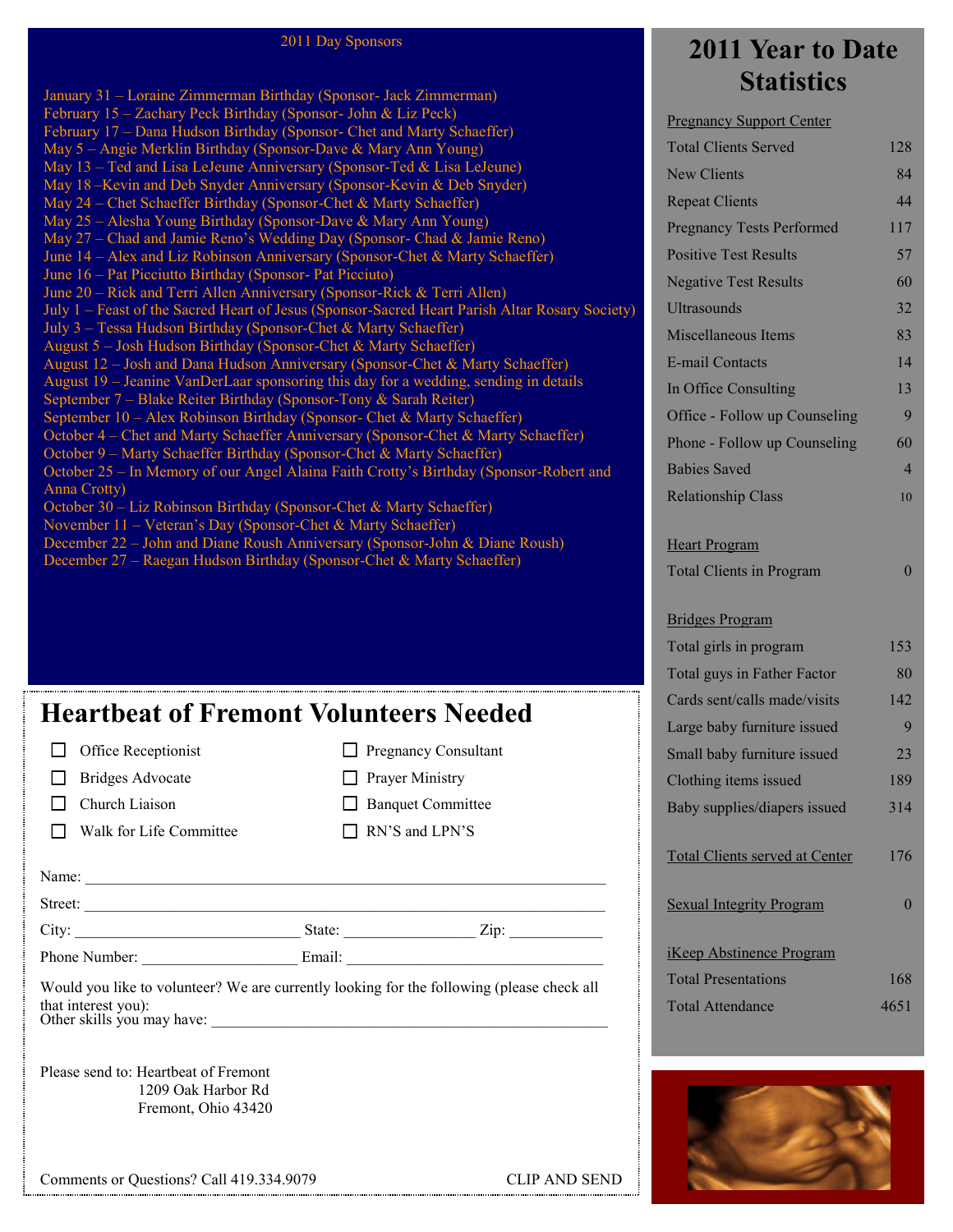## 2011 Day Sponsors

January 31 – Loraine Zimmerman Birthday (Sponsor- Jack Zimmerman)
February 15 – Zachary Peck Birthday (Sponsor- John & Liz Peck)
February 17 – Dana Hudson Birthday (Sponsor- Chet and Marty Schaeffer)
May 5 – Angie Merklin Birthday (Sponsor-Dave & Mary Ann Young)
May 13 – Ted and Lisa LeJeune Anniversary (Sponsor-Ted & Lisa LeJeune)
May 18 –Kevin and Deb Snyder Anniversary (Sponsor-Kevin & Deb Snyder)
May 24 – Chet Schaeffer Birthday (Sponsor-Chet & Marty Schaeffer)
May 25 – Alesha Young Birthday (Sponsor-Dave & Mary Ann Young)
May 27 – Chad and Jamie Reno's Wedding Day (Sponsor- Chad & Jamie Reno)
June 14 – Alex and Liz Robinson Anniversary (Sponsor-Chet & Marty Schaeffer)
June 16 – Pat Picciutto Birthday (Sponsor- Pat Picciuto)
June 20 – Rick and Terri Allen Anniversary (Sponsor-Rick & Terri Allen)
July 1 – Feast of the Sacred Heart of Jesus (Sponsor-Sacred Heart Parish Altar Rosary Society)
July 3 – Tessa Hudson Birthday (Sponsor-Chet & Marty Schaeffer)
August 5 – Josh Hudson Birthday (Sponsor-Chet & Marty Schaeffer)
August 12 – Josh and Dana Hudson Anniversary (Sponsor-Chet & Marty Schaeffer)
August 19 – Jeanine VanDerLaar sponsoring this day for a wedding, sending in details
September 7 – Blake Reiter Birthday (Sponsor-Tony & Sarah Reiter)
September 10 – Alex Robinson Birthday (Sponsor- Chet & Marty Schaeffer)
October 4 – Chet and Marty Schaeffer Anniversary (Sponsor-Chet & Marty Schaeffer)
October 9 – Marty Schaeffer Birthday (Sponsor-Chet & Marty Schaeffer)
October 25 – In Memory of our Angel Alaina Faith Crotty's Birthday (Sponsor-Robert and Anna Crotty)
October 30 – Liz Robinson Birthday (Sponsor-Chet & Marty Schaeffer)
November 11 – Veteran's Day (Sponsor-Chet & Marty Schaeffer)
December 22 – John and Diane Roush Anniversary (Sponsor-John & Diane Roush)
December 27 – Raegan Hudson Birthday (Sponsor-Chet & Marty Schaeffer)

# Heartbeat of Fremont Volunteers Needed

- ☐ Office Receptionist
- ☐ Bridges Advocate
- ☐ Church Liaison
- ☐ Walk for Life Committee
- ☐ Pregnancy Consultant
- ☐ Prayer Ministry
- ☐ Banquet Committee
- ☐ RN'S and LPN'S

Name: ______________________________

Street: ______________________________

City: ____________ State: ____________ Zip: ____________

Phone Number: ____________ Email: ____________

Would you like to volunteer? We are currently looking for the following (please check all that interest you):
Other skills you may have: ______________________________

Please send to: Heartbeat of Fremont
1209 Oak Harbor Rd
Fremont, Ohio 43420

Comments or Questions? Call 419.334.9079

CLIP AND SEND

# 2011 Year to Date Statistics

| Pregnancy Support Center | |
|---|---|
| Total Clients Served | 128 |
| New Clients | 84 |
| Repeat Clients | 44 |
| Pregnancy Tests Performed | 117 |
| Positive Test Results | 57 |
| Negative Test Results | 60 |
| Ultrasounds | 32 |
| Miscellaneous Items | 83 |
| E-mail Contacts | 14 |
| In Office Consulting | 13 |
| Office - Follow up Counseling | 9 |
| Phone - Follow up Counseling | 60 |
| Babies Saved | 4 |
| Relationship Class | 10 |

| Heart Program | |
|---|---|
| Total Clients in Program | 0 |

| Bridges Program | |
|---|---|
| Total girls in program | 153 |
| Total guys in Father Factor | 80 |
| Cards sent/calls made/visits | 142 |
| Large baby furniture issued | 9 |
| Small baby furniture issued | 23 |
| Clothing items issued | 189 |
| Baby supplies/diapers issued | 314 |

| | |
|---|---|
| Total Clients served at Center | 176 |
| Sexual Integrity Program | 0 |

| iKeep Abstinence Program | |
|---|---|
| Total Presentations | 168 |
| Total Attendance | 4651 |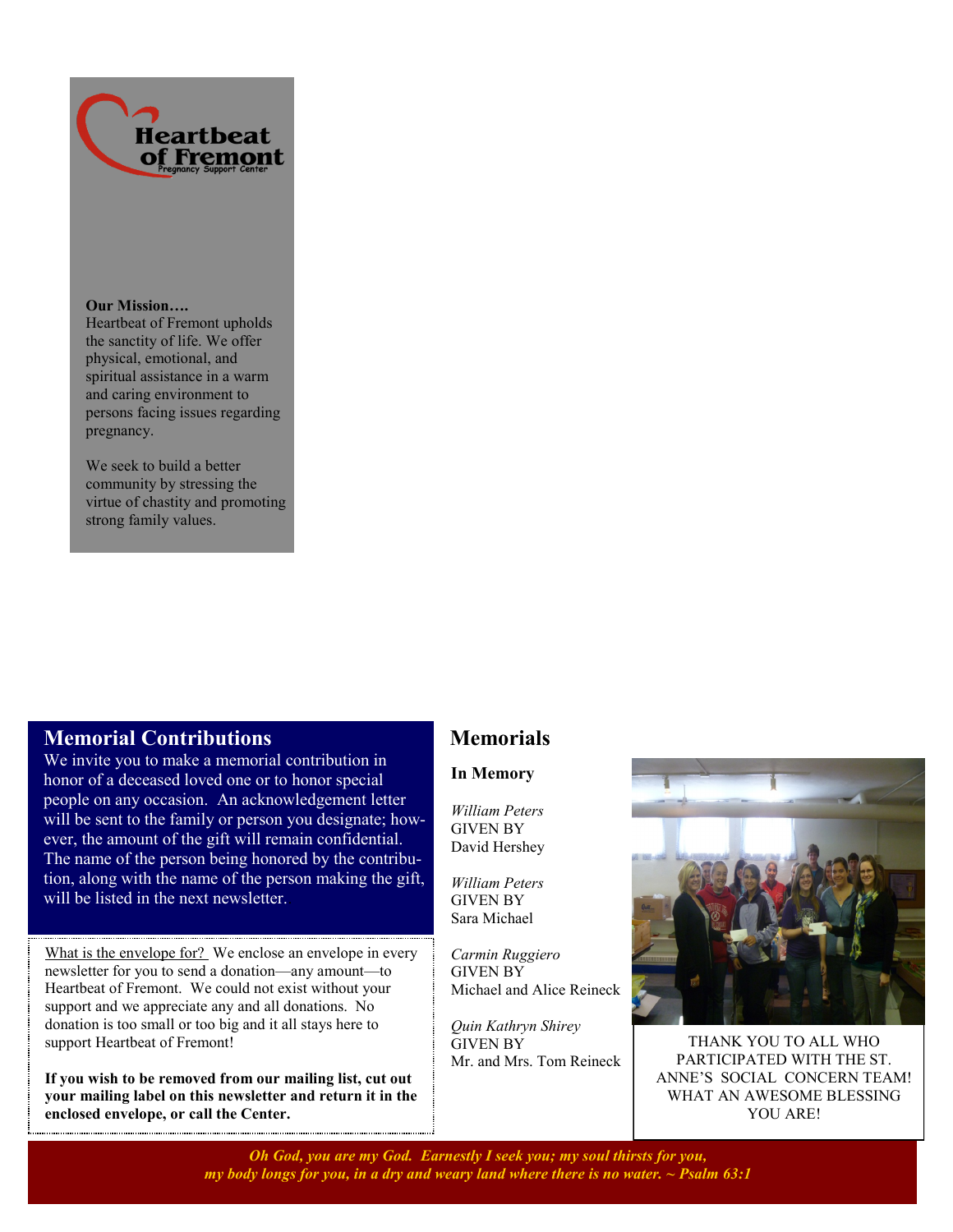Heartbeat of Fremont
Pregnancy Support Center

**Our Mission….**
Heartbeat of Fremont upholds the sanctity of life. We offer physical, emotional, and spiritual assistance in a warm and caring environment to persons facing issues regarding pregnancy.

We seek to build a better community by stressing the virtue of chastity and promoting strong family values.

## Memorial Contributions

We invite you to make a memorial contribution in honor of a deceased loved one or to honor special people on any occasion. An acknowledgement letter will be sent to the family or person you designate; however, the amount of the gift will remain confidential. The name of the person being honored by the contribution, along with the name of the person making the gift, will be listed in the next newsletter.

What is the envelope for? We enclose an envelope in every newsletter for you to send a donation—any amount—to Heartbeat of Fremont. We could not exist without your support and we appreciate any and all donations. No donation is too small or too big and it all stays here to support Heartbeat of Fremont!

**If you wish to be removed from our mailing list, cut out your mailing label on this newsletter and return it in the enclosed envelope, or call the Center.**

## Memorials

**In Memory**

*William Peters*
GIVEN BY
David Hershey

*William Peters*
GIVEN BY
Sara Michael

*Carmin Ruggiero*
GIVEN BY
Michael and Alice Reineck

*Quin Kathryn Shirey*
GIVEN BY
Mr. and Mrs. Tom Reineck

THANK YOU TO ALL WHO PARTICIPATED WITH THE ST. ANNE'S SOCIAL CONCERN TEAM! WHAT AN AWESOME BLESSING YOU ARE!

***Oh God, you are my God. Earnestly I seek you; my soul thirsts for you, my body longs for you, in a dry and weary land where there is no water. ~ Psalm 63:1***